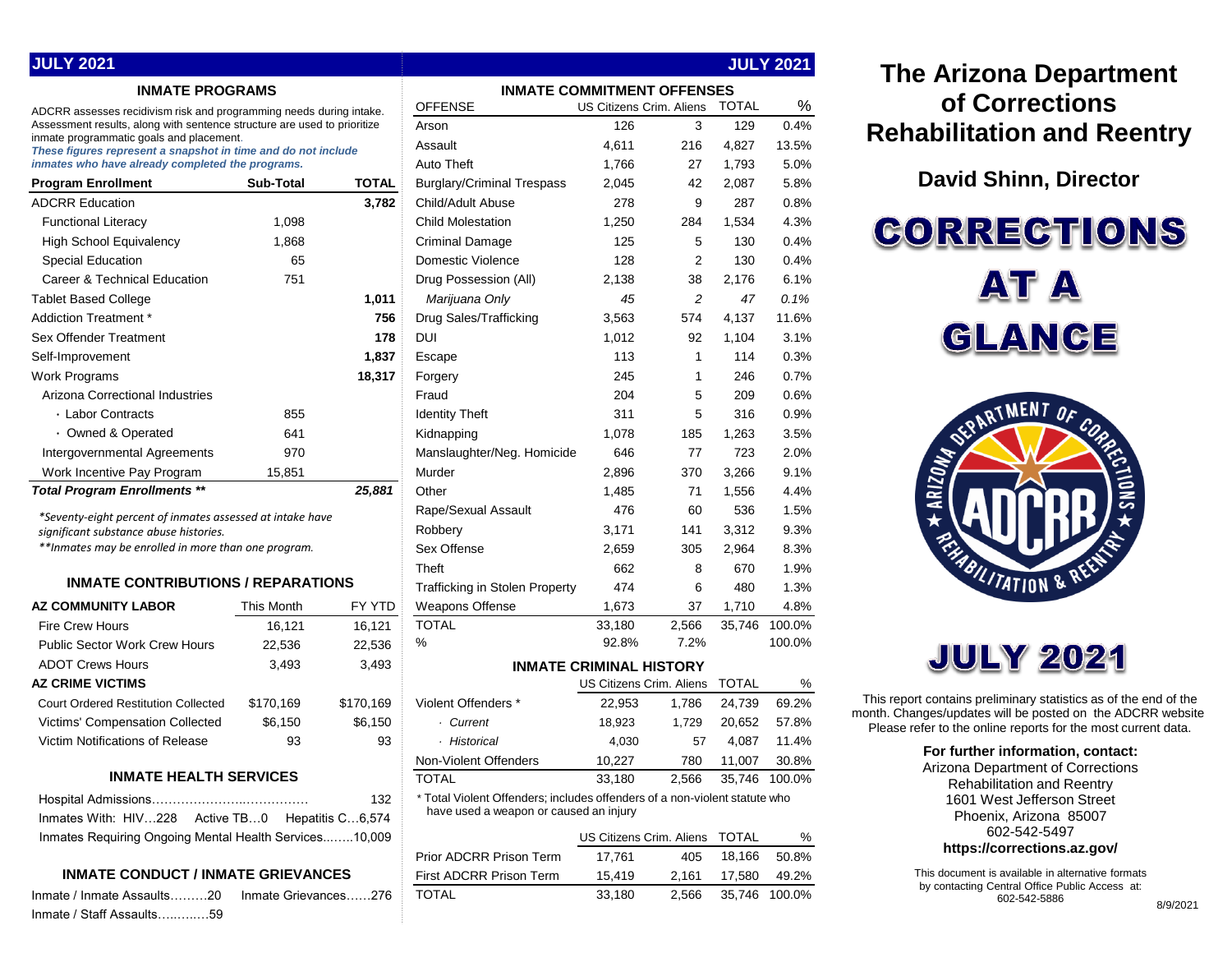## JULY 2021

### INMATE PROGRAMS

ADCRR assesses recidivism risk and programming needs during intake. Assessment results, along with sentence structure are used to prioritize inmate programmatic goals and placement.
***These figures represent a snapshot in time and do not include inmates who have already completed the programs.***

| Program Enrollment | Sub-Total | TOTAL |
|---|---|---|
| ADCRR Education | | **3,782** |
| Functional Literacy | 1,098 | |
| High School Equivalency | 1,868 | |
| Special Education | 65 | |
| Career & Technical Education | 751 | |
| Tablet Based College | | **1,011** |
| Addiction Treatment * | | **756** |
| Sex Offender Treatment | | **178** |
| Self-Improvement | | **1,837** |
| Work Programs | | **18,317** |
| Arizona Correctional Industries | | |
| · Labor Contracts | 855 | |
| · Owned & Operated | 641 | |
| Intergovernmental Agreements | 970 | |
| Work Incentive Pay Program | 15,851 | |
| ***Total Program Enrollments **** | | ***25,881*** |

*\*Seventy-eight percent of inmates assessed at intake have significant substance abuse histories.*
*\*\*Inmates may be enrolled in more than one program.*

### INMATE CONTRIBUTIONS / REPARATIONS

| AZ COMMUNITY LABOR | This Month | FY YTD |
|---|---|---|
| Fire Crew Hours | 16,121 | 16,121 |
| Public Sector Work Crew Hours | 22,536 | 22,536 |
| ADOT Crews Hours | 3,493 | 3,493 |
| **AZ CRIME VICTIMS** | | |
| Court Ordered Restitution Collected | $170,169 | $170,169 |
| Victims' Compensation Collected | $6,150 | $6,150 |
| Victim Notifications of Release | 93 | 93 |

### INMATE HEALTH SERVICES

Hospital Admissions……………………………… 132

Inmates With: HIV…228 Active TB…0 Hepatitis C…6,574

Inmates Requiring Ongoing Mental Health Services..……10,009

### INMATE CONDUCT / INMATE GRIEVANCES

Inmate / Inmate Assaults………20 Inmate Grievances……276

Inmate / Staff Assaults…..….…59

### INMATE COMMITMENT OFFENSES

| OFFENSE | US Citizens | Crim. Aliens | TOTAL | % |
|---|---|---|---|---|
| Arson | 126 | 3 | 129 | 0.4% |
| Assault | 4,611 | 216 | 4,827 | 13.5% |
| Auto Theft | 1,766 | 27 | 1,793 | 5.0% |
| Burglary/Criminal Trespass | 2,045 | 42 | 2,087 | 5.8% |
| Child/Adult Abuse | 278 | 9 | 287 | 0.8% |
| Child Molestation | 1,250 | 284 | 1,534 | 4.3% |
| Criminal Damage | 125 | 5 | 130 | 0.4% |
| Domestic Violence | 128 | 2 | 130 | 0.4% |
| Drug Possession (All) | 2,138 | 38 | 2,176 | 6.1% |
| *Marijuana Only* | *45* | *2* | *47* | *0.1%* |
| Drug Sales/Trafficking | 3,563 | 574 | 4,137 | 11.6% |
| DUI | 1,012 | 92 | 1,104 | 3.1% |
| Escape | 113 | 1 | 114 | 0.3% |
| Forgery | 245 | 1 | 246 | 0.7% |
| Fraud | 204 | 5 | 209 | 0.6% |
| Identity Theft | 311 | 5 | 316 | 0.9% |
| Kidnapping | 1,078 | 185 | 1,263 | 3.5% |
| Manslaughter/Neg. Homicide | 646 | 77 | 723 | 2.0% |
| Murder | 2,896 | 370 | 3,266 | 9.1% |
| Other | 1,485 | 71 | 1,556 | 4.4% |
| Rape/Sexual Assault | 476 | 60 | 536 | 1.5% |
| Robbery | 3,171 | 141 | 3,312 | 9.3% |
| Sex Offense | 2,659 | 305 | 2,964 | 8.3% |
| Theft | 662 | 8 | 670 | 1.9% |
| Trafficking in Stolen Property | 474 | 6 | 480 | 1.3% |
| Weapons Offense | 1,673 | 37 | 1,710 | 4.8% |
| TOTAL | 33,180 | 2,566 | 35,746 | 100.0% |
| % | 92.8% | 7.2% | | 100.0% |

### INMATE CRIMINAL HISTORY

| | US Citizens | Crim. Aliens | TOTAL | % |
|---|---|---|---|---|
| Violent Offenders * | 22,953 | 1,786 | 24,739 | 69.2% |
| · *Current* | 18,923 | 1,729 | 20,652 | 57.8% |
| · *Historical* | 4,030 | 57 | 4,087 | 11.4% |
| Non-Violent Offenders | 10,227 | 780 | 11,007 | 30.8% |
| TOTAL | 33,180 | 2,566 | 35,746 | 100.0% |

\* Total Violent Offenders; includes offenders of a non-violent statute who have used a weapon or caused an injury

| | US Citizens | Crim. Aliens | TOTAL | % |
|---|---|---|---|---|
| Prior ADCRR Prison Term | 17,761 | 405 | 18,166 | 50.8% |
| First ADCRR Prison Term | 15,419 | 2,161 | 17,580 | 49.2% |
| TOTAL | 33,180 | 2,566 | 35,746 | 100.0% |

# The Arizona Department of Corrections Rehabilitation and Reentry

## David Shinn, Director

# CORRECTIONS AT A GLANCE

# JULY 2021

This report contains preliminary statistics as of the end of the month. Changes/updates will be posted on the ADCRR website Please refer to the online reports for the most current data.

**For further information, contact:**
Arizona Department of Corrections Rehabilitation and Reentry
1601 West Jefferson Street
Phoenix, Arizona 85007
602-542-5497
**https://corrections.az.gov/**

This document is available in alternative formats by contacting Central Office Public Access at: 602-542-5886

8/9/2021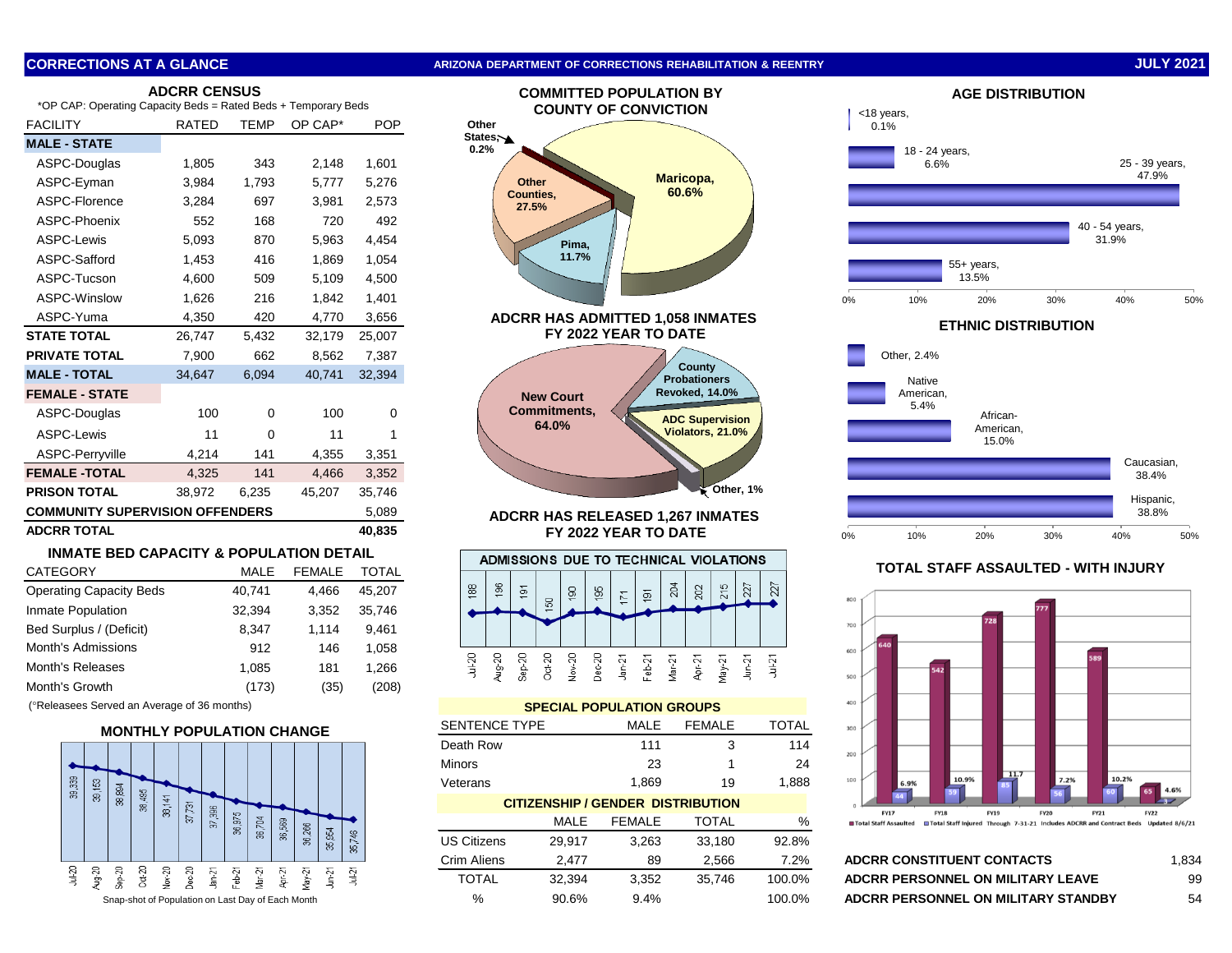## CORRECTIONS AT A GLANCE

ARIZONA DEPARTMENT OF CORRECTIONS REHABILITATION & REENTRY

JULY 2021

### ADCRR CENSUS

*OP CAP: Operating Capacity Beds = Rated Beds + Temporary Beds

| FACILITY | RATED | TEMP | OP CAP* | POP |
|---|---|---|---|---|
| **MALE - STATE** | | | | |
| ASPC-Douglas | 1,805 | 343 | 2,148 | 1,601 |
| ASPC-Eyman | 3,984 | 1,793 | 5,777 | 5,276 |
| ASPC-Florence | 3,284 | 697 | 3,981 | 2,573 |
| ASPC-Phoenix | 552 | 168 | 720 | 492 |
| ASPC-Lewis | 5,093 | 870 | 5,963 | 4,454 |
| ASPC-Safford | 1,453 | 416 | 1,869 | 1,054 |
| ASPC-Tucson | 4,600 | 509 | 5,109 | 4,500 |
| ASPC-Winslow | 1,626 | 216 | 1,842 | 1,401 |
| ASPC-Yuma | 4,350 | 420 | 4,770 | 3,656 |
| **STATE TOTAL** | 26,747 | 5,432 | 32,179 | 25,007 |
| **PRIVATE TOTAL** | 7,900 | 662 | 8,562 | 7,387 |
| **MALE - TOTAL** | 34,647 | 6,094 | 40,741 | 32,394 |
| **FEMALE - STATE** | | | | |
| ASPC-Douglas | 100 | 0 | 100 | 0 |
| ASPC-Lewis | 11 | 0 | 11 | 1 |
| ASPC-Perryville | 4,214 | 141 | 4,355 | 3,351 |
| **FEMALE -TOTAL** | 4,325 | 141 | 4,466 | 3,352 |
| **PRISON TOTAL** | 38,972 | 6,235 | 45,207 | 35,746 |
| **COMMUNITY SUPERVISION OFFENDERS** | | | | 5,089 |
| **ADCRR TOTAL** | | | | **40,835** |

### INMATE BED CAPACITY & POPULATION DETAIL

| CATEGORY | MALE | FEMALE | TOTAL |
|---|---|---|---|
| Operating Capacity Beds | 40,741 | 4,466 | 45,207 |
| Inmate Population | 32,394 | 3,352 | 35,746 |
| Bed Surplus / (Deficit) | 8,347 | 1,114 | 9,461 |
| Month's Admissions | 912 | 146 | 1,058 |
| Month's Releases | 1,085 | 181 | 1,266 |
| Month's Growth | (173) | (35) | (208) |

(°Releasees Served an Average of 36 months)

### MONTHLY POPULATION CHANGE

39,339, 39,153, 38,894, 38,485, 38,141, 37,731, 37,396, 36,975, 36,704, 36,569, 36,266, 35,954, 35,746

Jul-20, Aug-20, Sep-20, Oct-20, Nov-20, Dec-20, Jan-21, Feb-21, Mar-21, Apr-21, May-21, Jun-21, Jul-21

Snap-shot of Population on Last Day of Each Month

### COMMITTED POPULATION BY COUNTY OF CONVICTION

Maricopa, 60.6%
Other Counties, 27.5%
Pima, 11.7%
Other States, 0.2%

### ADCRR HAS ADMITTED 1,058 INMATES FY 2022 YEAR TO DATE

New Court Commitments, 64.0%
ADC Supervision Violators, 21.0%
County Probationers Revoked, 14.0%
Other, 1%

### ADCRR HAS RELEASED 1,267 INMATES FY 2022 YEAR TO DATE

### ADMISSIONS DUE TO TECHNICAL VIOLATIONS

188, 196, 191, 150, 190, 195, 171, 191, 204, 202, 215, 227, 227

Jul-20, Aug-20, Sep-20, Oct-20, Nov-20, Dec-20, Jan-21, Feb-21, Mar-21, Apr-21, May-21, Jun-21, Jul-21

### SPECIAL POPULATION GROUPS

| SENTENCE TYPE | MALE | FEMALE | TOTAL |
|---|---|---|---|
| Death Row | 111 | 3 | 114 |
| Minors | 23 | 1 | 24 |
| Veterans | 1,869 | 19 | 1,888 |

### CITIZENSHIP / GENDER DISTRIBUTION

| | MALE | FEMALE | TOTAL | % |
|---|---|---|---|---|
| US Citizens | 29,917 | 3,263 | 33,180 | 92.8% |
| Crim Aliens | 2,477 | 89 | 2,566 | 7.2% |
| TOTAL | 32,394 | 3,352 | 35,746 | 100.0% |
| % | 90.6% | 9.4% | | 100.0% |

### AGE DISTRIBUTION

<18 years, 0.1%
18 - 24 years, 6.6%
25 - 39 years, 47.9%
40 - 54 years, 31.9%
55+ years, 13.5%

0% 10% 20% 30% 40% 50%

### ETHNIC DISTRIBUTION

Other, 2.4%
Native American, 5.4%
African-American, 15.0%
Caucasian, 38.4%
Hispanic, 38.8%

0% 10% 20% 30% 40% 50%

### TOTAL STAFF ASSAULTED - WITH INJURY

FY17: 640, 44, 6.9%
FY18: 542, 59, 10.9%
FY19: 728, 85, 11.7
FY20: 777, 56, 7.2%
FY21: 589, 60, 10.2%
FY22: 65, 3, 4.6%

Total Staff Assaulted; Total Staff Injured Through 7-31-21 Includes ADCRR and Contract Beds Updated 8/6/21

| | |
|---|---|
| **ADCRR CONSTITUENT CONTACTS** | 1,834 |
| **ADCRR PERSONNEL ON MILITARY LEAVE** | 99 |
| **ADCRR PERSONNEL ON MILITARY STANDBY** | 54 |